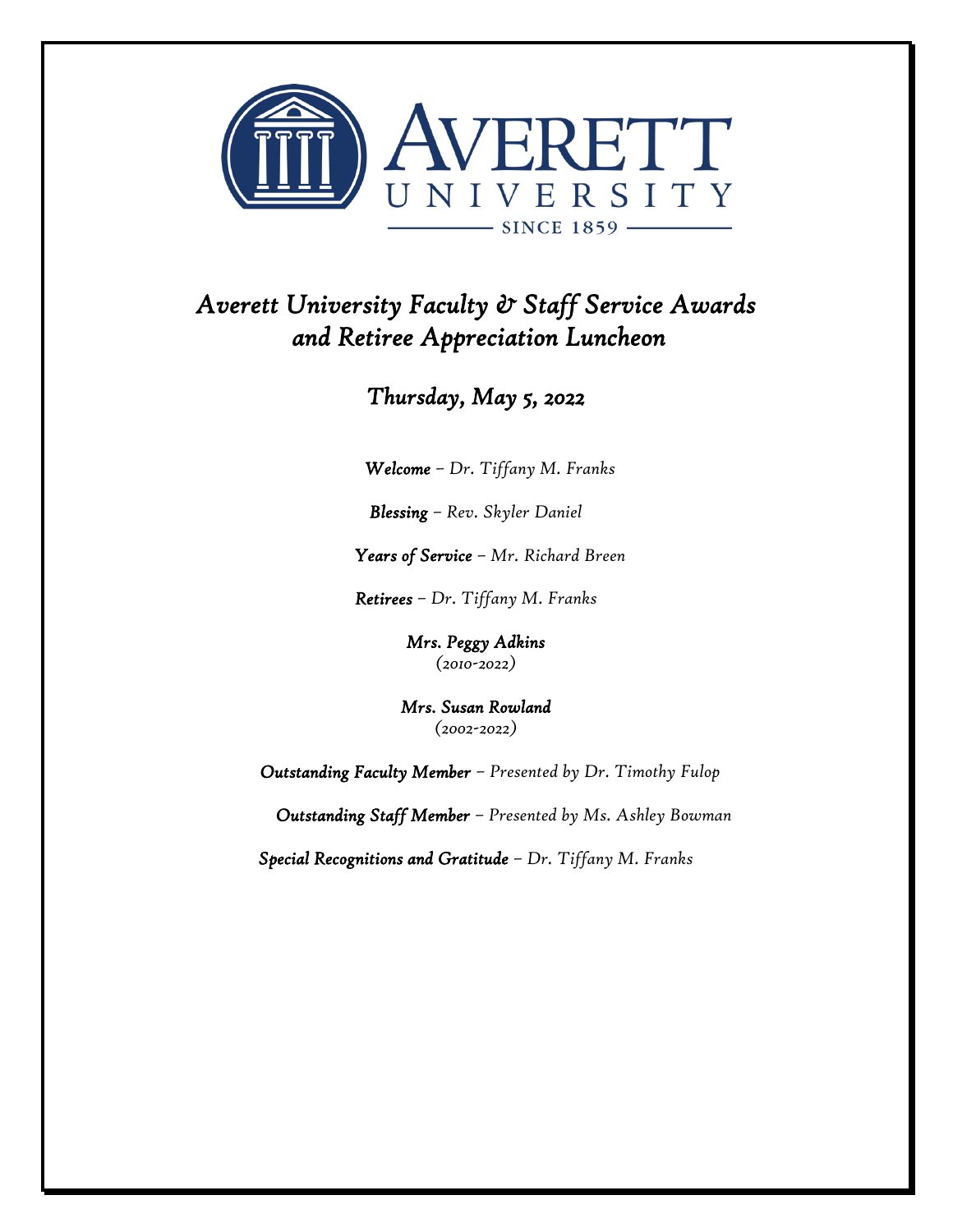AVERETT UNIVERSITY

SINCE 1859

# *Averett University Faculty & Staff Service Awards and Retiree Appreciation Luncheon*

## *Thursday, May 5, 2022*

***Welcome*** *– Dr. Tiffany M. Franks*

***Blessing*** *– Rev. Skyler Daniel*

***Years of Service*** *– Mr. Richard Breen*

***Retirees*** *– Dr. Tiffany M. Franks*

***Mrs. Peggy Adkins***
*(2010-2022)*

***Mrs. Susan Rowland***
*(2002-2022)*

***Outstanding Faculty Member*** *– Presented by Dr. Timothy Fulop*

***Outstanding Staff Member*** *– Presented by Ms. Ashley Bowman*

***Special Recognitions and Gratitude*** *– Dr. Tiffany M. Franks*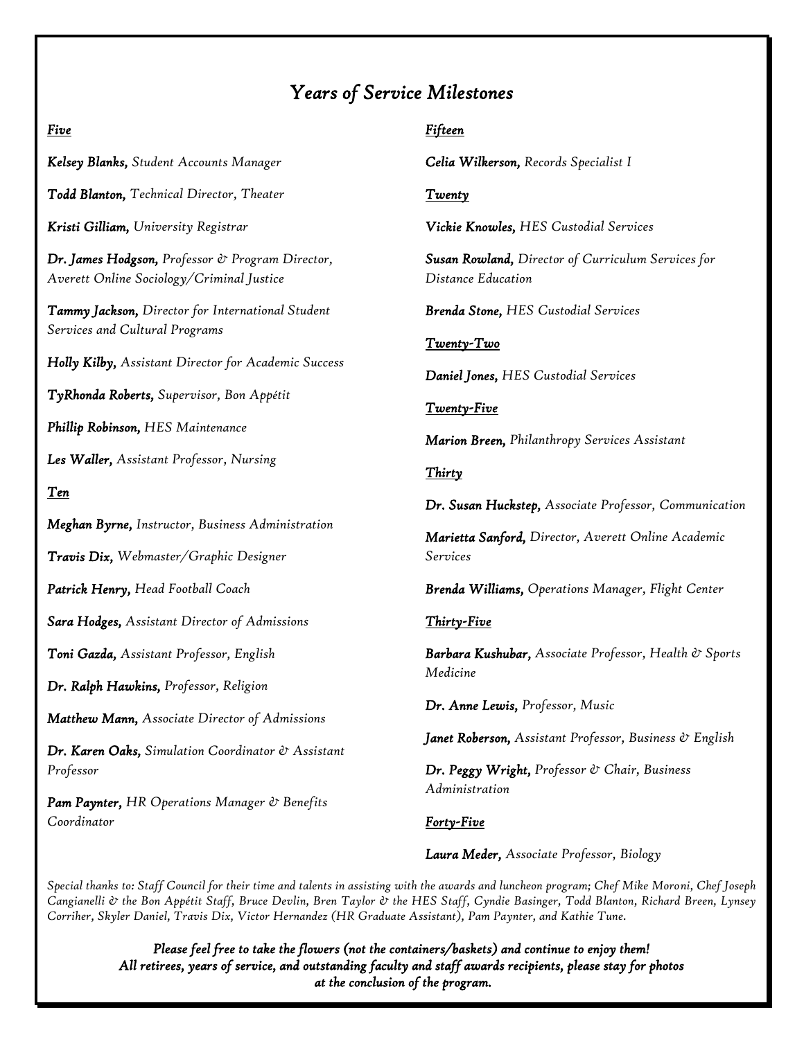# *Years of Service Milestones*

***Five***

***Kelsey Blanks,*** *Student Accounts Manager*

***Todd Blanton,*** *Technical Director, Theater*

***Kristi Gilliam,*** *University Registrar*

***Dr. James Hodgson,*** *Professor & Program Director, Averett Online Sociology/Criminal Justice*

***Tammy Jackson,*** *Director for International Student Services and Cultural Programs*

***Holly Kilby,*** *Assistant Director for Academic Success*

***TyRhonda Roberts,*** *Supervisor, Bon Appétit*

***Phillip Robinson,*** *HES Maintenance*

***Les Waller,*** *Assistant Professor, Nursing*

***Ten***

***Meghan Byrne,*** *Instructor, Business Administration*

***Travis Dix,*** *Webmaster/Graphic Designer*

***Patrick Henry,*** *Head Football Coach*

***Sara Hodges,*** *Assistant Director of Admissions*

***Toni Gazda,*** *Assistant Professor, English*

***Dr. Ralph Hawkins,*** *Professor, Religion*

***Matthew Mann,*** *Associate Director of Admissions*

***Dr. Karen Oaks,*** *Simulation Coordinator & Assistant Professor*

***Pam Paynter,*** *HR Operations Manager & Benefits Coordinator*

***Fifteen***

***Celia Wilkerson,*** *Records Specialist I*

***Twenty***

***Vickie Knowles,*** *HES Custodial Services*

***Susan Rowland,*** *Director of Curriculum Services for Distance Education*

***Brenda Stone,*** *HES Custodial Services*

***Twenty-Two***

***Daniel Jones,*** *HES Custodial Services*

***Twenty-Five***

***Marion Breen,*** *Philanthropy Services Assistant*

***Thirty***

***Dr. Susan Huckstep,*** *Associate Professor, Communication*

***Marietta Sanford,*** *Director, Averett Online Academic Services*

***Brenda Williams,*** *Operations Manager, Flight Center*

***Thirty-Five***

***Barbara Kushubar,*** *Associate Professor, Health & Sports Medicine*

***Dr. Anne Lewis,*** *Professor, Music*

***Janet Roberson,*** *Assistant Professor, Business & English*

***Dr. Peggy Wright,*** *Professor & Chair, Business Administration*

***Forty-Five***

***Laura Meder,*** *Associate Professor, Biology*

*Special thanks to: Staff Council for their time and talents in assisting with the awards and luncheon program; Chef Mike Moroni, Chef Joseph Cangianelli & the Bon Appétit Staff, Bruce Devlin, Bren Taylor & the HES Staff, Cyndie Basinger, Todd Blanton, Richard Breen, Lynsey Corriher, Skyler Daniel, Travis Dix, Victor Hernandez (HR Graduate Assistant), Pam Paynter, and Kathie Tune.*

***Please feel free to take the flowers (not the containers/baskets) and continue to enjoy them!***
***All retirees, years of service, and outstanding faculty and staff awards recipients, please stay for photos at the conclusion of the program.***